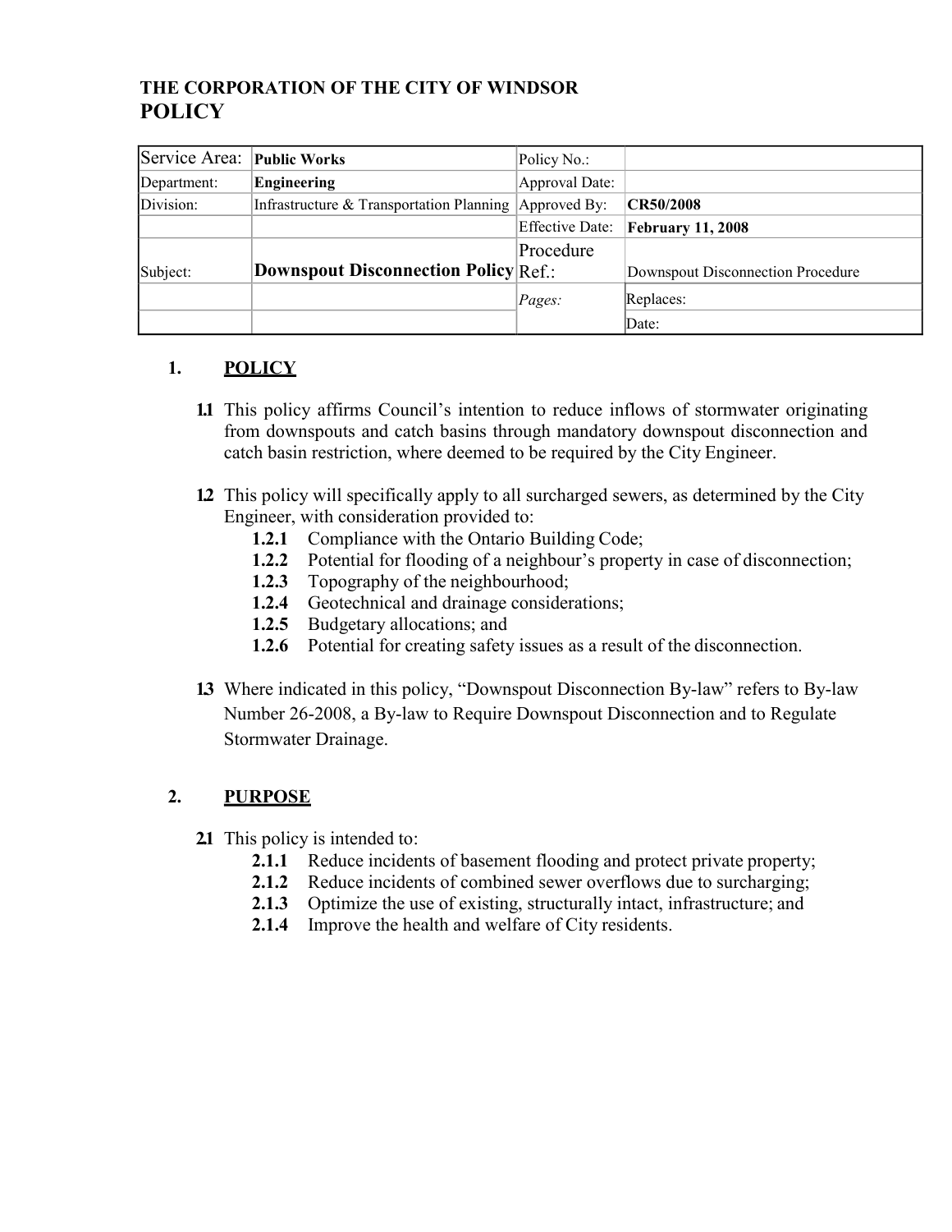**THE CORPORATION OF THE CITY OF WINDSOR**
# POLICY

| Service Area: | **Public Works** | Policy No.: | |
|---|---|---|---|
| Department: | **Engineering** | Approval Date: | |
| Division: | Infrastructure & Transportation Planning | Approved By: | **CR50/2008** |
| | | Effective Date: | **February 11, 2008** |
| Subject: | **Downspout Disconnection Policy** | Procedure Ref.: | Downspout Disconnection Procedure |
| | | *Pages:* | Replaces: |
| | | | Date: |

## 1. POLICY

**1.1** This policy affirms Council's intention to reduce inflows of stormwater originating from downspouts and catch basins through mandatory downspout disconnection and catch basin restriction, where deemed to be required by the City Engineer.

**1.2** This policy will specifically apply to all surcharged sewers, as determined by the City Engineer, with consideration provided to:

- **1.2.1** Compliance with the Ontario Building Code;
- **1.2.2** Potential for flooding of a neighbour's property in case of disconnection;
- **1.2.3** Topography of the neighbourhood;
- **1.2.4** Geotechnical and drainage considerations;
- **1.2.5** Budgetary allocations; and
- **1.2.6** Potential for creating safety issues as a result of the disconnection.

**1.3** Where indicated in this policy, "Downspout Disconnection By-law" refers to By-law Number 26-2008, a By-law to Require Downspout Disconnection and to Regulate Stormwater Drainage.

## 2. PURPOSE

**2.1** This policy is intended to:

- **2.1.1** Reduce incidents of basement flooding and protect private property;
- **2.1.2** Reduce incidents of combined sewer overflows due to surcharging;
- **2.1.3** Optimize the use of existing, structurally intact, infrastructure; and
- **2.1.4** Improve the health and welfare of City residents.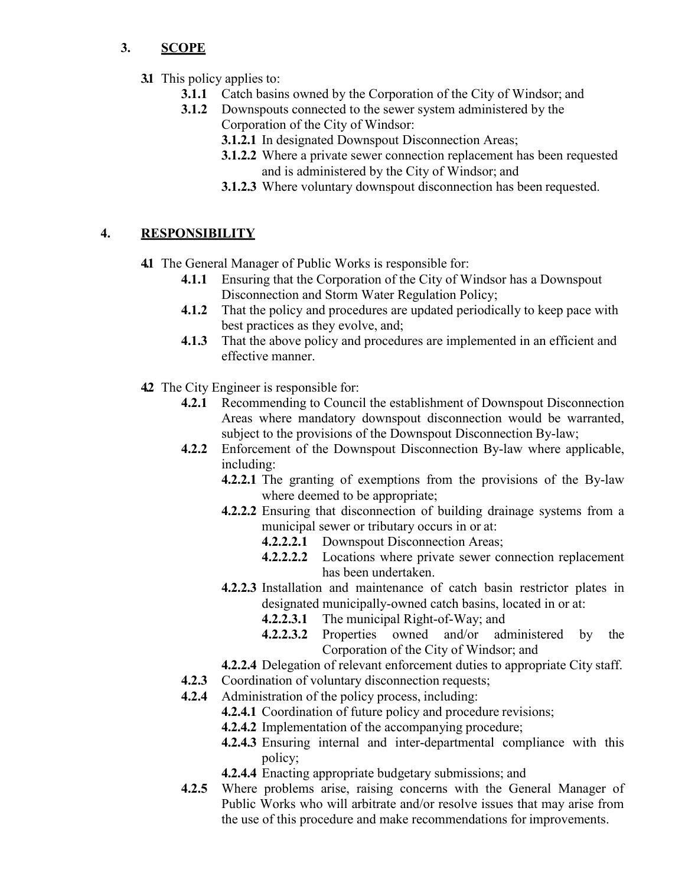## 3. SCOPE

**3.1** This policy applies to:

- **3.1.1** Catch basins owned by the Corporation of the City of Windsor; and
- **3.1.2** Downspouts connected to the sewer system administered by the Corporation of the City of Windsor:
  - **3.1.2.1** In designated Downspout Disconnection Areas;
  - **3.1.2.2** Where a private sewer connection replacement has been requested and is administered by the City of Windsor; and
  - **3.1.2.3** Where voluntary downspout disconnection has been requested.

## 4. RESPONSIBILITY

**4.1** The General Manager of Public Works is responsible for:

- **4.1.1** Ensuring that the Corporation of the City of Windsor has a Downspout Disconnection and Storm Water Regulation Policy;
- **4.1.2** That the policy and procedures are updated periodically to keep pace with best practices as they evolve, and;
- **4.1.3** That the above policy and procedures are implemented in an efficient and effective manner.

**4.2** The City Engineer is responsible for:

- **4.2.1** Recommending to Council the establishment of Downspout Disconnection Areas where mandatory downspout disconnection would be warranted, subject to the provisions of the Downspout Disconnection By-law;
- **4.2.2** Enforcement of the Downspout Disconnection By-law where applicable, including:
  - **4.2.2.1** The granting of exemptions from the provisions of the By-law where deemed to be appropriate;
  - **4.2.2.2** Ensuring that disconnection of building drainage systems from a municipal sewer or tributary occurs in or at:
    - **4.2.2.2.1** Downspout Disconnection Areas;
    - **4.2.2.2.2** Locations where private sewer connection replacement has been undertaken.
  - **4.2.2.3** Installation and maintenance of catch basin restrictor plates in designated municipally-owned catch basins, located in or at:
    - **4.2.2.3.1** The municipal Right-of-Way; and
    - **4.2.2.3.2** Properties owned and/or administered by the Corporation of the City of Windsor; and
  - **4.2.2.4** Delegation of relevant enforcement duties to appropriate City staff.
- **4.2.3** Coordination of voluntary disconnection requests;
- **4.2.4** Administration of the policy process, including:
  - **4.2.4.1** Coordination of future policy and procedure revisions;
  - **4.2.4.2** Implementation of the accompanying procedure;
  - **4.2.4.3** Ensuring internal and inter-departmental compliance with this policy;
  - **4.2.4.4** Enacting appropriate budgetary submissions; and
- **4.2.5** Where problems arise, raising concerns with the General Manager of Public Works who will arbitrate and/or resolve issues that may arise from the use of this procedure and make recommendations for improvements.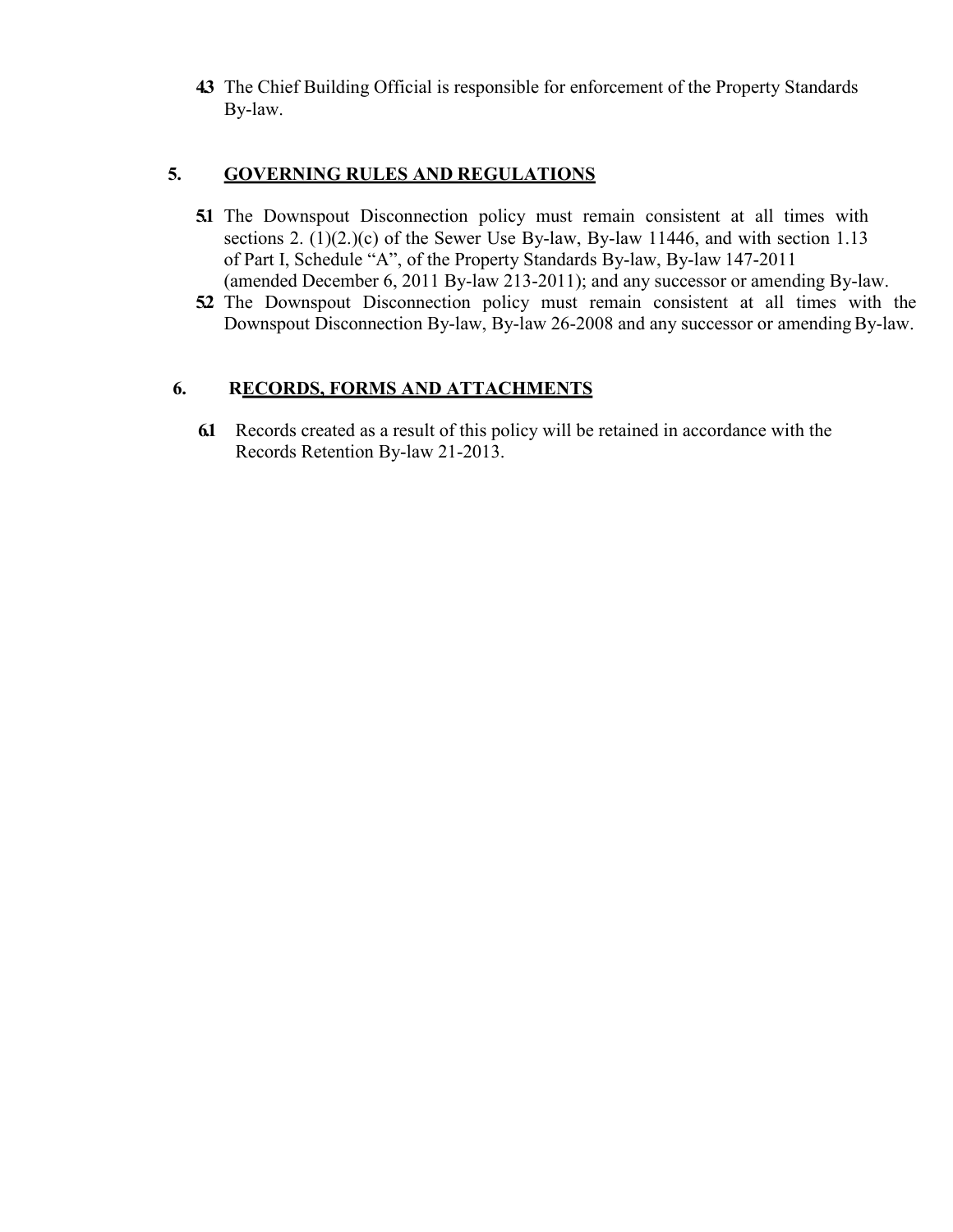**4.3** The Chief Building Official is responsible for enforcement of the Property Standards By-law.

## 5. GOVERNING RULES AND REGULATIONS

**5.1** The Downspout Disconnection policy must remain consistent at all times with sections 2. (1)(2.)(c) of the Sewer Use By-law, By-law 11446, and with section 1.13 of Part I, Schedule "A", of the Property Standards By-law, By-law 147-2011 (amended December 6, 2011 By-law 213-2011); and any successor or amending By-law.

**5.2** The Downspout Disconnection policy must remain consistent at all times with the Downspout Disconnection By-law, By-law 26-2008 and any successor or amending By-law.

## 6. RECORDS, FORMS AND ATTACHMENTS

**6.1** Records created as a result of this policy will be retained in accordance with the Records Retention By-law 21-2013.